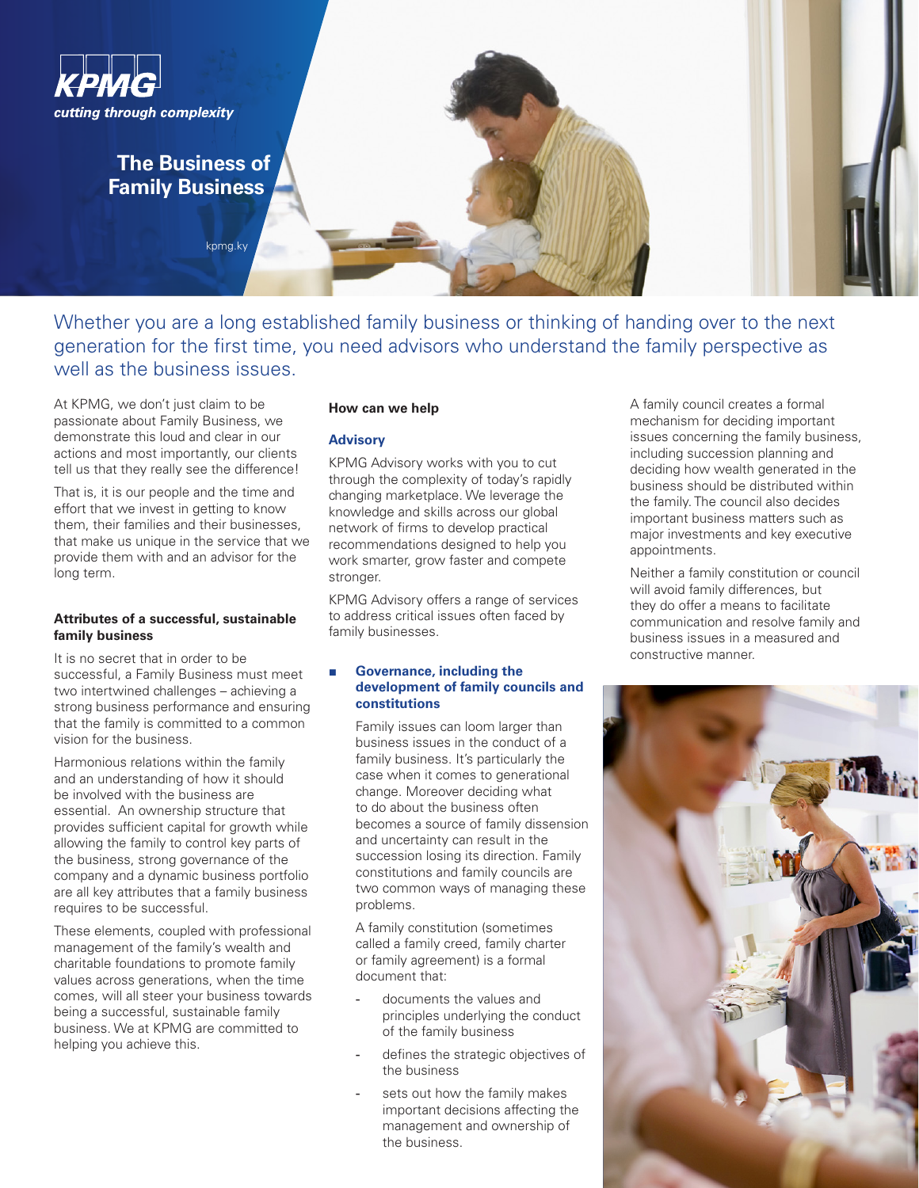KPMG

*cutting through complexity*

# The Business of Family Business

kpmg.ky

Whether you are a long established family business or thinking of handing over to the next generation for the first time, you need advisors who understand the family perspective as well as the business issues.

At KPMG, we don't just claim to be passionate about Family Business, we demonstrate this loud and clear in our actions and most importantly, our clients tell us that they really see the difference!

That is, it is our people and the time and effort that we invest in getting to know them, their families and their businesses, that make us unique in the service that we provide them with and an advisor for the long term.

### Attributes of a successful, sustainable family business

It is no secret that in order to be successful, a Family Business must meet two intertwined challenges – achieving a strong business performance and ensuring that the family is committed to a common vision for the business.

Harmonious relations within the family and an understanding of how it should be involved with the business are essential. An ownership structure that provides sufficient capital for growth while allowing the family to control key parts of the business, strong governance of the company and a dynamic business portfolio are all key attributes that a family business requires to be successful.

These elements, coupled with professional management of the family's wealth and charitable foundations to promote family values across generations, when the time comes, will all steer your business towards being a successful, sustainable family business. We at KPMG are committed to helping you achieve this.

### How can we help

#### Advisory

KPMG Advisory works with you to cut through the complexity of today's rapidly changing marketplace. We leverage the knowledge and skills across our global network of firms to develop practical recommendations designed to help you work smarter, grow faster and compete stronger.

KPMG Advisory offers a range of services to address critical issues often faced by family businesses.

- **Governance, including the development of family councils and constitutions**

  Family issues can loom larger than business issues in the conduct of a family business. It's particularly the case when it comes to generational change. Moreover deciding what to do about the business often becomes a source of family dissension and uncertainty can result in the succession losing its direction. Family constitutions and family councils are two common ways of managing these problems.

  A family constitution (sometimes called a family creed, family charter or family agreement) is a formal document that:

  - documents the values and principles underlying the conduct of the family business
  - defines the strategic objectives of the business
  - sets out how the family makes important decisions affecting the management and ownership of the business.

  A family council creates a formal mechanism for deciding important issues concerning the family business, including succession planning and deciding how wealth generated in the business should be distributed within the family. The council also decides important business matters such as major investments and key executive appointments.

  Neither a family constitution or council will avoid family differences, but they do offer a means to facilitate communication and resolve family and business issues in a measured and constructive manner.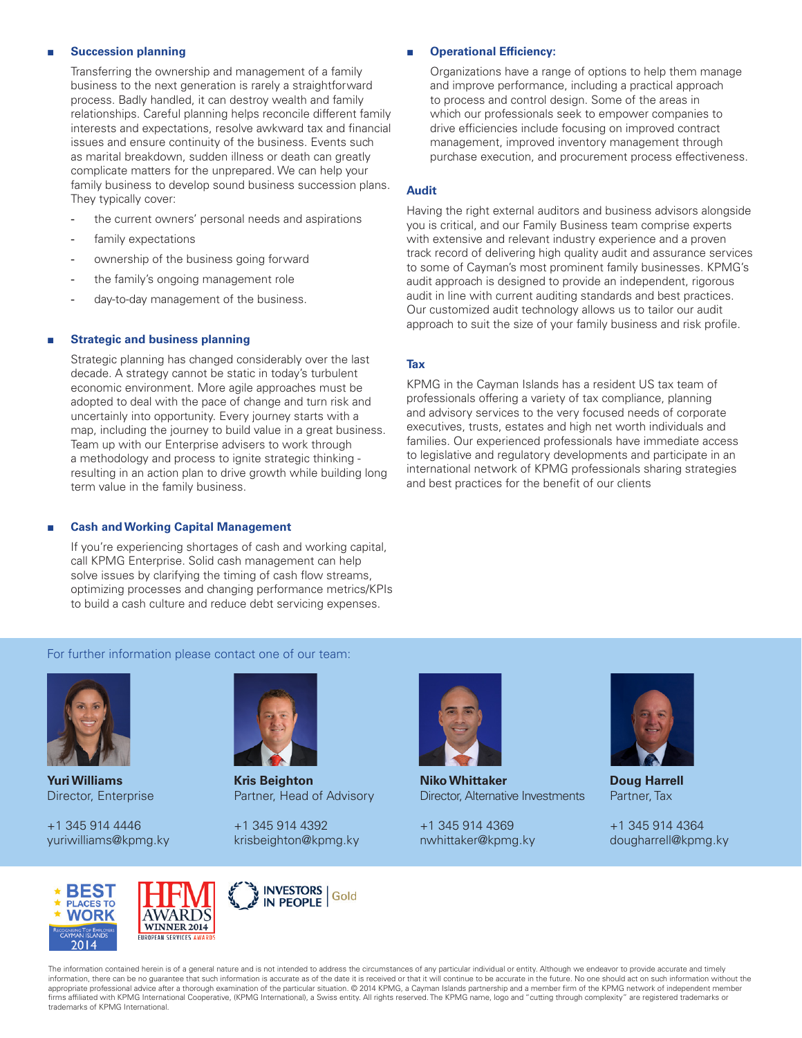## Succession planning

Transferring the ownership and management of a family business to the next generation is rarely a straightforward process. Badly handled, it can destroy wealth and family relationships. Careful planning helps reconcile different family interests and expectations, resolve awkward tax and financial issues and ensure continuity of the business. Events such as marital breakdown, sudden illness or death can greatly complicate matters for the unprepared. We can help your family business to develop sound business succession plans. They typically cover:

- the current owners' personal needs and aspirations
- family expectations
- ownership of the business going forward
- the family's ongoing management role
- day-to-day management of the business.

## Strategic and business planning

Strategic planning has changed considerably over the last decade. A strategy cannot be static in today's turbulent economic environment. More agile approaches must be adopted to deal with the pace of change and turn risk and uncertainly into opportunity. Every journey starts with a map, including the journey to build value in a great business. Team up with our Enterprise advisers to work through a methodology and process to ignite strategic thinking - resulting in an action plan to drive growth while building long term value in the family business.

## Cash and Working Capital Management

If you're experiencing shortages of cash and working capital, call KPMG Enterprise. Solid cash management can help solve issues by clarifying the timing of cash flow streams, optimizing processes and changing performance metrics/KPIs to build a cash culture and reduce debt servicing expenses.

## Operational Efficiency:

Organizations have a range of options to help them manage and improve performance, including a practical approach to process and control design. Some of the areas in which our professionals seek to empower companies to drive efficiencies include focusing on improved contract management, improved inventory management through purchase execution, and procurement process effectiveness.

## Audit

Having the right external auditors and business advisors alongside you is critical, and our Family Business team comprise experts with extensive and relevant industry experience and a proven track record of delivering high quality audit and assurance services to some of Cayman's most prominent family businesses. KPMG's audit approach is designed to provide an independent, rigorous audit in line with current auditing standards and best practices. Our customized audit technology allows us to tailor our audit approach to suit the size of your family business and risk profile.

## Tax

KPMG in the Cayman Islands has a resident US tax team of professionals offering a variety of tax compliance, planning and advisory services to the very focused needs of corporate executives, trusts, estates and high net worth individuals and families. Our experienced professionals have immediate access to legislative and regulatory developments and participate in an international network of KPMG professionals sharing strategies and best practices for the benefit of our clients

For further information please contact one of our team:

**Yuri Williams**
Director, Enterprise

+1 345 914 4446
yuriwilliams@kpmg.ky

**Kris Beighton**
Partner, Head of Advisory

+1 345 914 4392
krisbeighton@kpmg.ky

**Niko Whittaker**
Director, Alternative Investments

+1 345 914 4369
nwhittaker@kpmg.ky

**Doug Harrell**
Partner, Tax

+1 345 914 4364
dougharrell@kpmg.ky

The information contained herein is of a general nature and is not intended to address the circumstances of any particular individual or entity. Although we endeavor to provide accurate and timely information, there can be no guarantee that such information is accurate as of the date it is received or that it will continue to be accurate in the future. No one should act on such information without the appropriate professional advice after a thorough examination of the particular situation. © 2014 KPMG, a Cayman Islands partnership and a member firm of the KPMG network of independent member firms affiliated with KPMG International Cooperative, (KPMG International), a Swiss entity. All rights reserved. The KPMG name, logo and "cutting through complexity" are registered trademarks or trademarks of KPMG International.